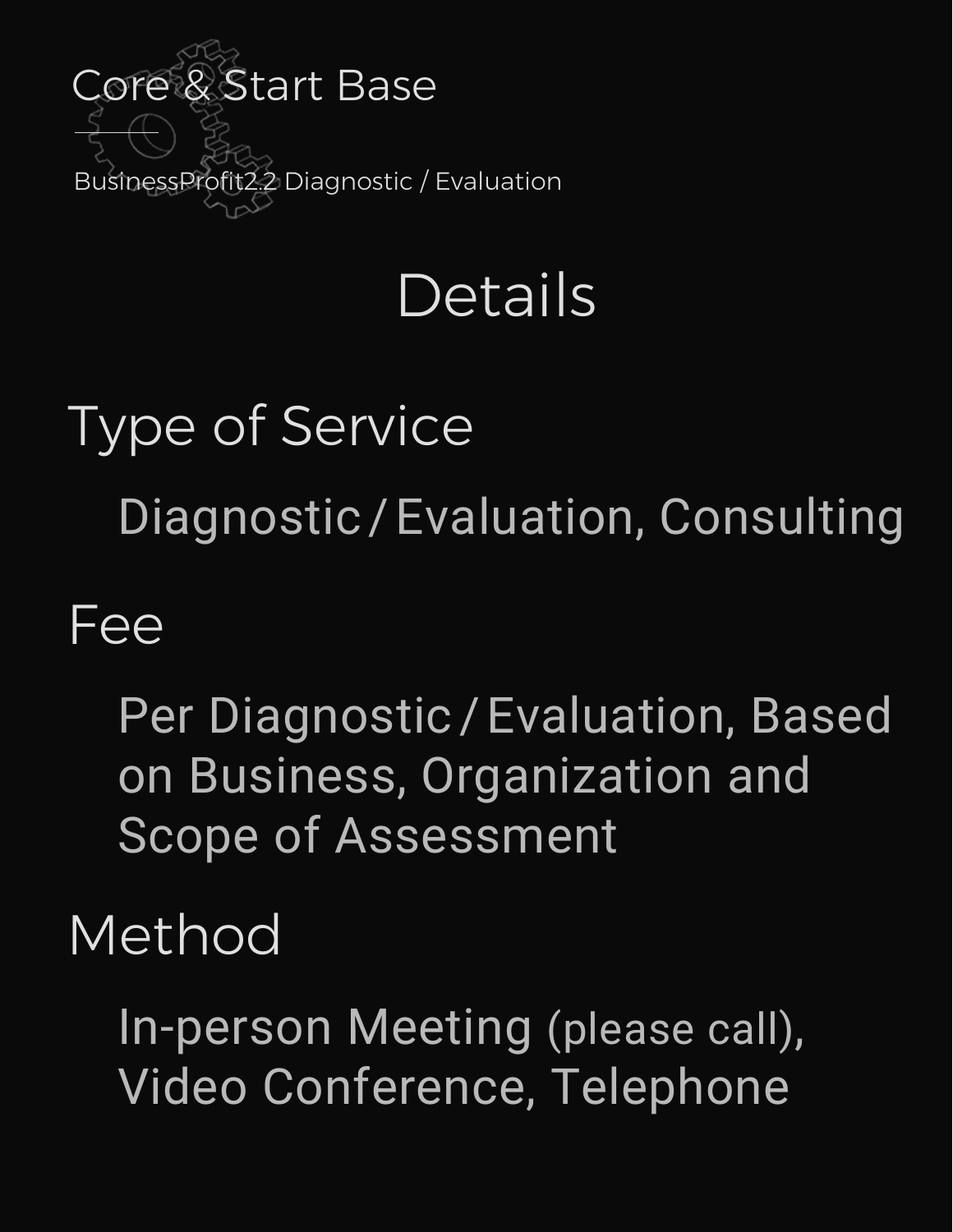Core & Start Base

BusinessProfit2.2 Diagnostic / Evaluation

# Details

## Type of Service

Diagnostic / Evaluation, Consulting

## Fee

Per Diagnostic / Evaluation, Based on Business, Organization and Scope of Assessment

## Method

In-person Meeting (please call), Video Conference, Telephone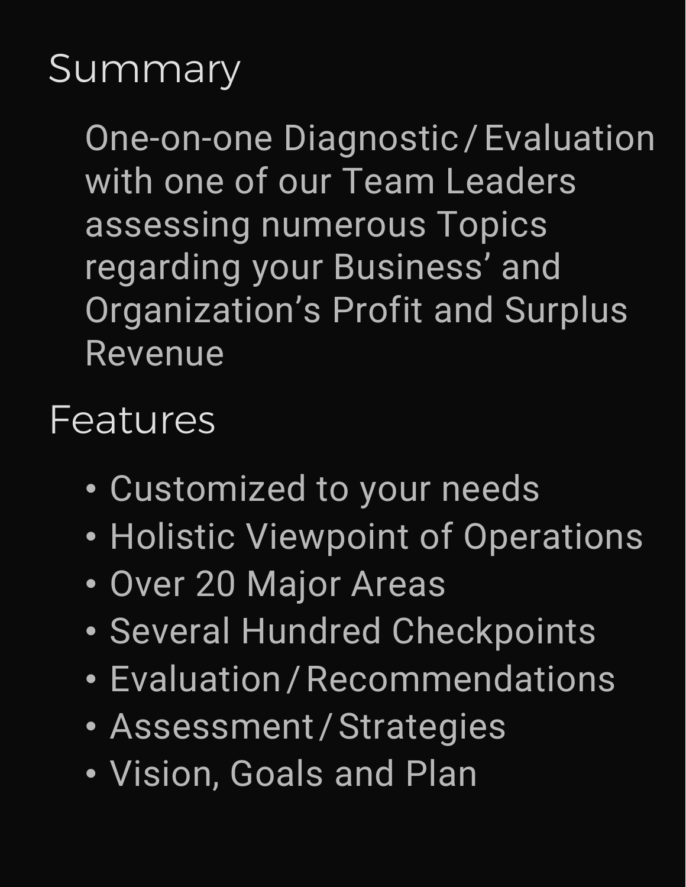## Summary

One-on-one Diagnostic / Evaluation with one of our Team Leaders assessing numerous Topics regarding your Business' and Organization's Profit and Surplus Revenue

## Features

- Customized to your needs
- Holistic Viewpoint of Operations
- Over 20 Major Areas
- Several Hundred Checkpoints
- Evaluation / Recommendations
- Assessment / Strategies
- Vision, Goals and Plan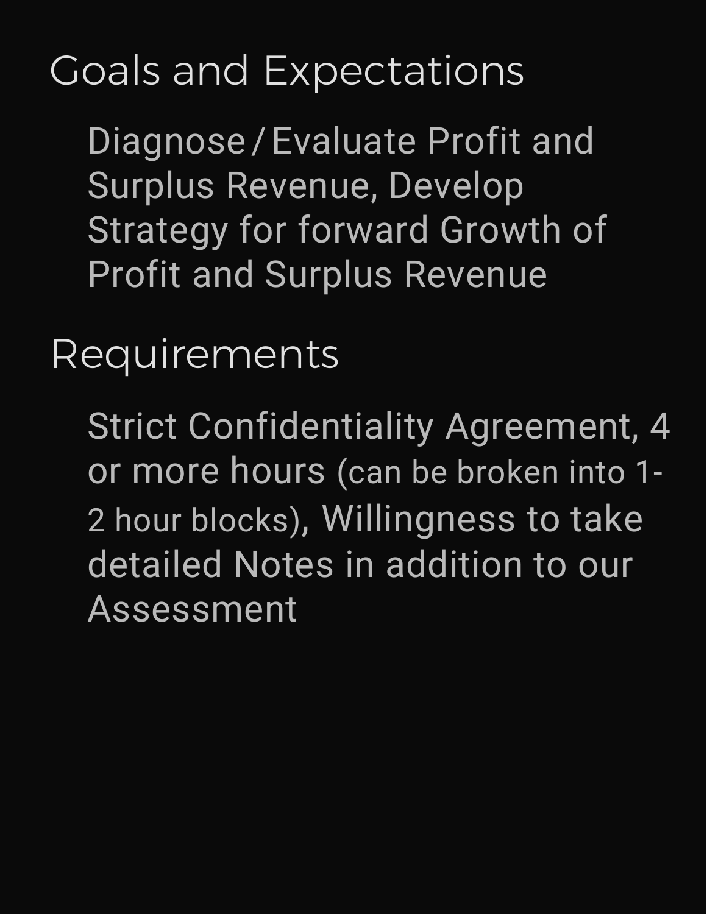## Goals and Expectations

Diagnose / Evaluate Profit and Surplus Revenue, Develop Strategy for forward Growth of Profit and Surplus Revenue

## Requirements

Strict Confidentiality Agreement, 4 or more hours (can be broken into 1-2 hour blocks), Willingness to take detailed Notes in addition to our Assessment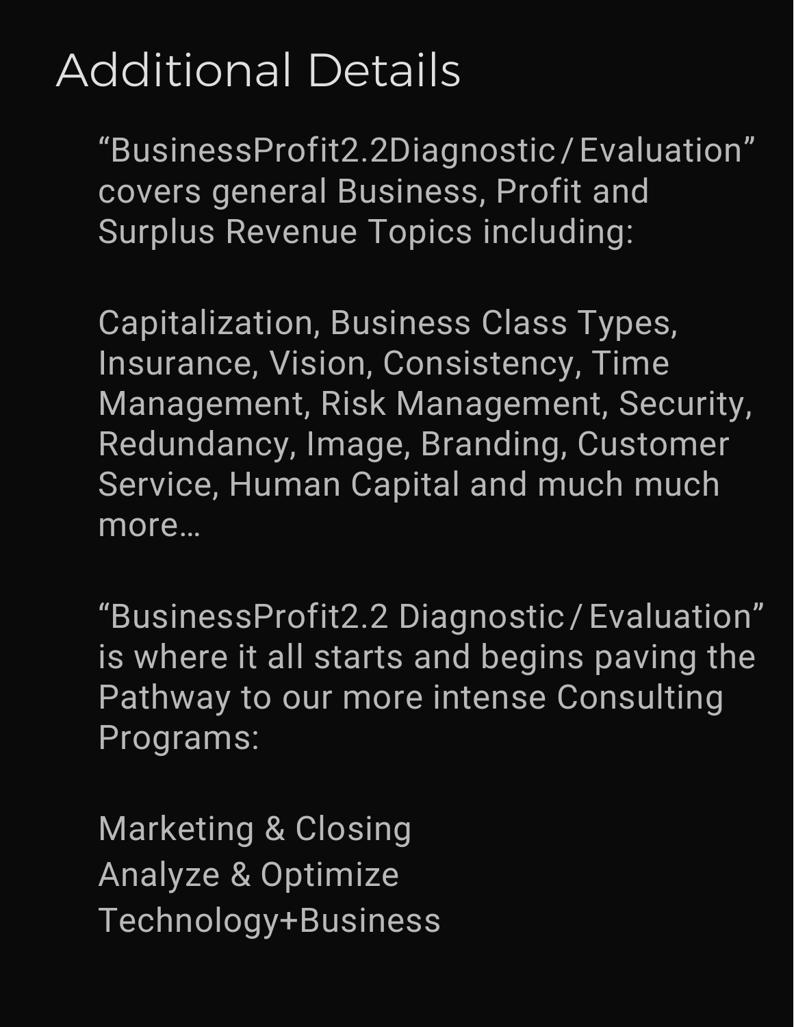# Additional Details

"BusinessProfit2.2Diagnostic / Evaluation" covers general Business, Profit and Surplus Revenue Topics including:

Capitalization, Business Class Types, Insurance, Vision, Consistency, Time Management, Risk Management, Security, Redundancy, Image, Branding, Customer Service, Human Capital and much much more…

"BusinessProfit2.2 Diagnostic / Evaluation" is where it all starts and begins paving the Pathway to our more intense Consulting Programs:

Marketing & Closing
Analyze & Optimize
Technology+Business